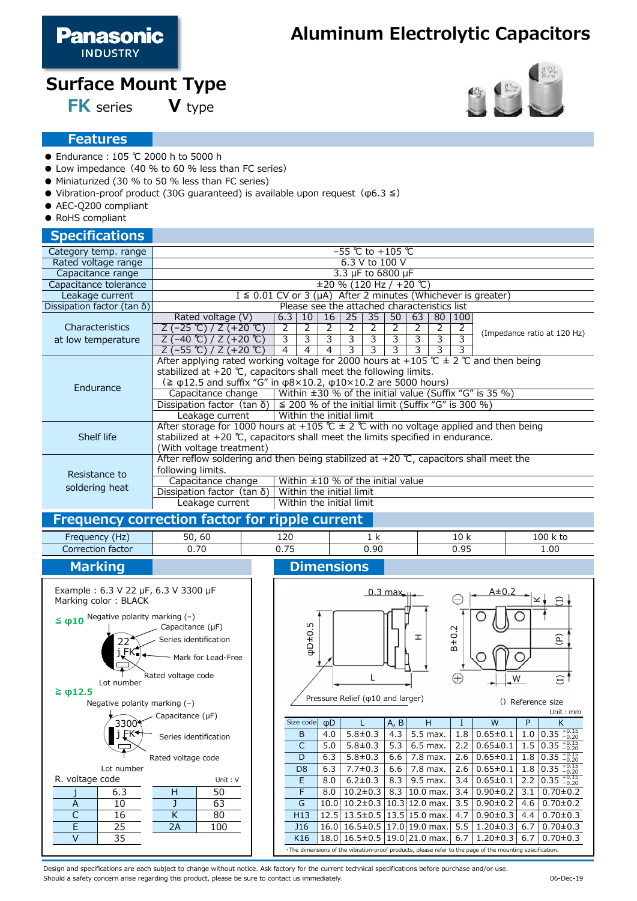# Aluminum Electrolytic Capacitors

## Surface Mount Type

**FK** series **V** type

## Features

- Endurance : 105 ℃ 2000 h to 5000 h
- Low impedance (40 % to 60 % less than FC series)
- Miniaturized (30 % to 50 % less than FC series)
- Vibration-proof product (30G guaranteed) is available upon request (φ6.3 ≦)
- AEC-Q200 compliant
- RoHS compliant

## Specifications

| | |
|---|---|
| Category temp. range | −55 ℃ to +105 ℃ |
| Rated voltage range | 6.3 V to 100 V |
| Capacitance range | 3.3 μF to 6800 μF |
| Capacitance tolerance | ±20 % (120 Hz / +20 ℃) |
| Leakage current | I ≦ 0.01 CV or 3 (μA) After 2 minutes (Whichever is greater) |
| Dissipation factor (tan δ) | Please see the attached characteristics list |

**Characteristics at low temperature** (Impedance ratio at 120 Hz)

| Rated voltage (V) | 6.3 | 10 | 16 | 25 | 35 | 50 | 63 | 80 | 100 |
|---|---|---|---|---|---|---|---|---|---|
| Z (−25 ℃) / Z (+20 ℃) | 2 | 2 | 2 | 2 | 2 | 2 | 2 | 2 | 2 |
| Z (−40 ℃) / Z (+20 ℃) | 3 | 3 | 3 | 3 | 3 | 3 | 3 | 3 | 3 |
| Z (−55 ℃) / Z (+20 ℃) | 4 | 4 | 4 | 3 | 3 | 3 | 3 | 3 | 3 |

**Endurance**

After applying rated working voltage for 2000 hours at +105 ℃ ± 2 ℃ and then being stabilized at +20 ℃, capacitors shall meet the following limits.
(≧ φ12.5 and suffix "G" in φ8×10.2, φ10×10.2 are 5000 hours)

| | |
|---|---|
| Capacitance change | Within ±30 % of the initial value (Suffix "G" is 35 %) |
| Dissipation factor (tan δ) | ≦ 200 % of the initial limit (Suffix "G" is 300 %) |
| Leakage current | Within the initial limit |

**Shelf life**

After storage for 1000 hours at +105 ℃ ± 2 ℃ with no voltage applied and then being stabilized at +20 ℃, capacitors shall meet the limits specified in endurance.
(With voltage treatment)

**Resistance to soldering heat**

After reflow soldering and then being stabilized at +20 ℃, capacitors shall meet the following limits.

| | |
|---|---|
| Capacitance change | Within ±10 % of the initial value |
| Dissipation factor (tan δ) | Within the initial limit |
| Leakage current | Within the initial limit |

## Frequency correction factor for ripple current

| Frequency (Hz) | 50, 60 | 120 | 1 k | 10 k | 100 k to |
|---|---|---|---|---|---|
| Correction factor | 0.70 | 0.75 | 0.90 | 0.95 | 1.00 |

## Marking

Example : 6.3 V 22 μF, 6.3 V 3300 μF
Marking color : BLACK

**≦ φ10**

Negative polarity marking (−)
Capacitance (μF)
Series identification
Mark for Lead-Free
Rated voltage code
Lot number

22
j FK

**≧ φ12.5**

Negative polarity marking (−)
Capacitance (μF)
Series identification
Rated voltage code
Lot number

3300
j FK

R. voltage code (Unit : V)

| Code | V | Code | V |
|---|---|---|---|
| j | 6.3 | H | 50 |
| A | 10 | J | 63 |
| C | 16 | K | 80 |
| E | 25 | 2A | 100 |
| V | 35 | | |

## Dimensions

0.3 max
φD±0.5
H
L
Pressure Relief (φ10 and larger)
A±0.2
B±0.2
K
(I)
(P)
W
() Reference size

Unit : mm

| Size code | φD | L | A, B | H | I | W | P | K |
|---|---|---|---|---|---|---|---|---|
| B | 4.0 | 5.8±0.3 | 4.3 | 5.5 max. | 1.8 | 0.65±0.1 | 1.0 | $0.35^{+0.15}_{-0.20}$ |
| C | 5.0 | 5.8±0.3 | 5.3 | 6.5 max. | 2.2 | 0.65±0.1 | 1.5 | $0.35^{+0.15}_{-0.20}$ |
| D | 6.3 | 5.8±0.3 | 6.6 | 7.8 max. | 2.6 | 0.65±0.1 | 1.8 | $0.35^{+0.15}_{-0.20}$ |
| D8 | 6.3 | 7.7±0.3 | 6.6 | 7.8 max. | 2.6 | 0.65±0.1 | 1.8 | $0.35^{+0.15}_{-0.20}$ |
| E | 8.0 | 6.2±0.3 | 8.3 | 9.5 max. | 3.4 | 0.65±0.1 | 2.2 | $0.35^{+0.15}_{-0.20}$ |
| F | 8.0 | 10.2±0.3 | 8.3 | 10.0 max. | 3.4 | 0.90±0.2 | 3.1 | 0.70±0.2 |
| G | 10.0 | 10.2±0.3 | 10.3 | 12.0 max. | 3.5 | 0.90±0.2 | 4.6 | 0.70±0.2 |
| H13 | 12.5 | 13.5±0.5 | 13.5 | 15.0 max. | 4.7 | 0.90±0.3 | 4.4 | 0.70±0.3 |
| J16 | 16.0 | 16.5±0.5 | 17.0 | 19.0 max. | 5.5 | 1.20±0.3 | 6.7 | 0.70±0.3 |
| K16 | 18.0 | 16.5±0.5 | 19.0 | 21.0 max. | 6.7 | 1.20±0.3 | 6.7 | 0.70±0.3 |

・The dimensions of the vibration-proof products, please refer to the page of the mounting specification.

Design and specifications are each subject to change without notice. Ask factory for the current technical specifications before purchase and/or use.
Should a safety concern arise regarding this product, please be sure to contact us immediately.

06-Dec-19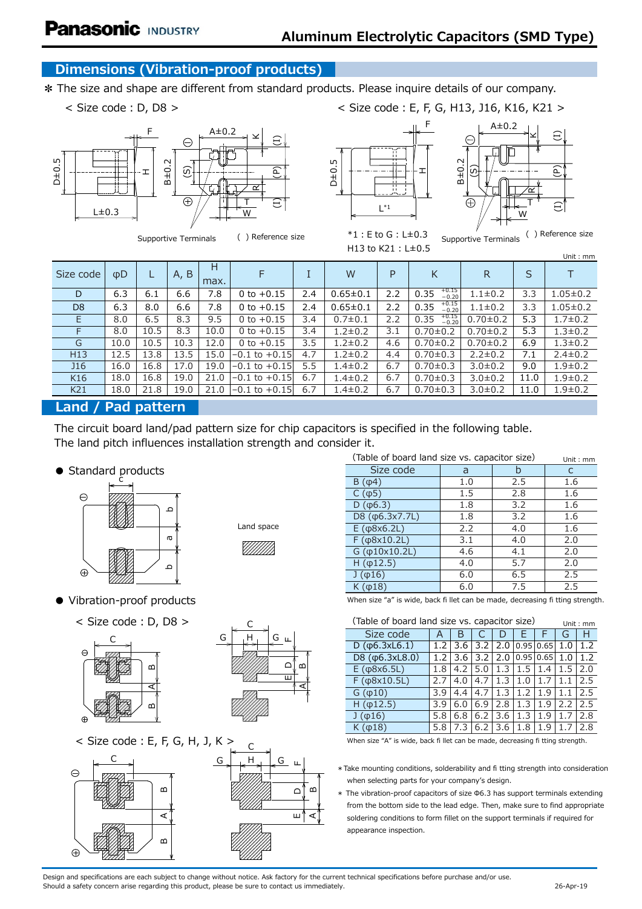## Dimensions (Vibration-proof products)

✻ The size and shape are different from standard products. Please inquire details of our company.

< Size code : D, D8 >

< Size code : E, F, G, H13, J16, K16, K21 >

Supportive Terminals  ( ) Reference size

*1 : E to G : L±0.3
H13 to K21 : L±0.5

Supportive Terminals  ( ) Reference size

Unit : mm

| Size code | φD | L | A, B | H max. | F | I | W | P | K | R | S | T |
|---|---|---|---|---|---|---|---|---|---|---|---|---|
| D | 6.3 | 6.1 | 6.6 | 7.8 | 0 to +0.15 | 2.4 | 0.65±0.1 | 2.2 | 0.35 $^{+0.15}_{-0.20}$ | 1.1±0.2 | 3.3 | 1.05±0.2 |
| D8 | 6.3 | 8.0 | 6.6 | 7.8 | 0 to +0.15 | 2.4 | 0.65±0.1 | 2.2 | 0.35 $^{+0.15}_{-0.20}$ | 1.1±0.2 | 3.3 | 1.05±0.2 |
| E | 8.0 | 6.5 | 8.3 | 9.5 | 0 to +0.15 | 3.4 | 0.7±0.1 | 2.2 | 0.35 $^{+0.15}_{-0.20}$ | 0.70±0.2 | 5.3 | 1.7±0.2 |
| F | 8.0 | 10.5 | 8.3 | 10.0 | 0 to +0.15 | 3.4 | 1.2±0.2 | 3.1 | 0.70±0.2 | 0.70±0.2 | 5.3 | 1.3±0.2 |
| G | 10.0 | 10.5 | 10.3 | 12.0 | 0 to +0.15 | 3.5 | 1.2±0.2 | 4.6 | 0.70±0.2 | 0.70±0.2 | 6.9 | 1.3±0.2 |
| H13 | 12.5 | 13.8 | 13.5 | 15.0 | −0.1 to +0.15 | 4.7 | 1.2±0.2 | 4.4 | 0.70±0.3 | 2.2±0.2 | 7.1 | 2.4±0.2 |
| J16 | 16.0 | 16.8 | 17.0 | 19.0 | −0.1 to +0.15 | 5.5 | 1.4±0.2 | 6.7 | 0.70±0.3 | 3.0±0.2 | 9.0 | 1.9±0.2 |
| K16 | 18.0 | 16.8 | 19.0 | 21.0 | −0.1 to +0.15 | 6.7 | 1.4±0.2 | 6.7 | 0.70±0.3 | 3.0±0.2 | 11.0 | 1.9±0.2 |
| K21 | 18.0 | 21.8 | 19.0 | 21.0 | −0.1 to +0.15 | 6.7 | 1.4±0.2 | 6.7 | 0.70±0.3 | 3.0±0.2 | 11.0 | 1.9±0.2 |

## Land / Pad pattern

The circuit board land/pad pattern size for chip capacitors is specified in the following table.
The land pitch influences installation strength and consider it.

● Standard products

Land space

(Table of board land size vs. capacitor size) Unit : mm

| Size code | a | b | c |
|---|---|---|---|
| B (φ4) | 1.0 | 2.5 | 1.6 |
| C (φ5) | 1.5 | 2.8 | 1.6 |
| D (φ6.3) | 1.8 | 3.2 | 1.6 |
| D8 (φ6.3x7.7L) | 1.8 | 3.2 | 1.6 |
| E (φ8x6.2L) | 2.2 | 4.0 | 1.6 |
| F (φ8x10.2L) | 3.1 | 4.0 | 2.0 |
| G (φ10x10.2L) | 4.6 | 4.1 | 2.0 |
| H (φ12.5) | 4.0 | 5.7 | 2.0 |
| J (φ16) | 6.0 | 6.5 | 2.5 |
| K (φ18) | 6.0 | 7.5 | 2.5 |

When size "a" is wide, back fi llet can be made, decreasing fi tting strength.

● Vibration-proof products

< Size code : D, D8 >

< Size code : E, F, G, H, J, K >

(Table of board land size vs. capacitor size) Unit : mm

| Size code | A | B | C | D | E | F | G | H |
|---|---|---|---|---|---|---|---|---|
| D (φ6.3xL6.1) | 1.2 | 3.6 | 3.2 | 2.0 | 0.95 | 0.65 | 1.0 | 1.2 |
| D8 (φ6.3xL8.0) | 1.2 | 3.6 | 3.2 | 2.0 | 0.95 | 0.65 | 1.0 | 1.2 |
| E (φ8x6.5L) | 1.8 | 4.2 | 5.0 | 1.3 | 1.5 | 1.4 | 1.5 | 2.0 |
| F (φ8x10.5L) | 2.7 | 4.0 | 4.7 | 1.3 | 1.0 | 1.7 | 1.1 | 2.5 |
| G (φ10) | 3.9 | 4.4 | 4.7 | 1.3 | 1.2 | 1.9 | 1.1 | 2.5 |
| H (φ12.5) | 3.9 | 6.0 | 6.9 | 2.8 | 1.3 | 1.9 | 2.2 | 2.5 |
| J (φ16) | 5.8 | 6.8 | 6.2 | 3.6 | 1.3 | 1.9 | 1.7 | 2.8 |
| K (φ18) | 5.8 | 7.3 | 6.2 | 3.6 | 1.8 | 1.9 | 1.7 | 2.8 |

When size "A" is wide, back fi llet can be made, decreasing fi tting strength.

* Take mounting conditions, solderability and fi tting strength into consideration when selecting parts for your company's design.
* The vibration-proof capacitors of size Φ6.3 has support terminals extending from the bottom side to the lead edge. Then, make sure to find appropriate soldering conditions to form fillet on the support terminals if required for appearance inspection.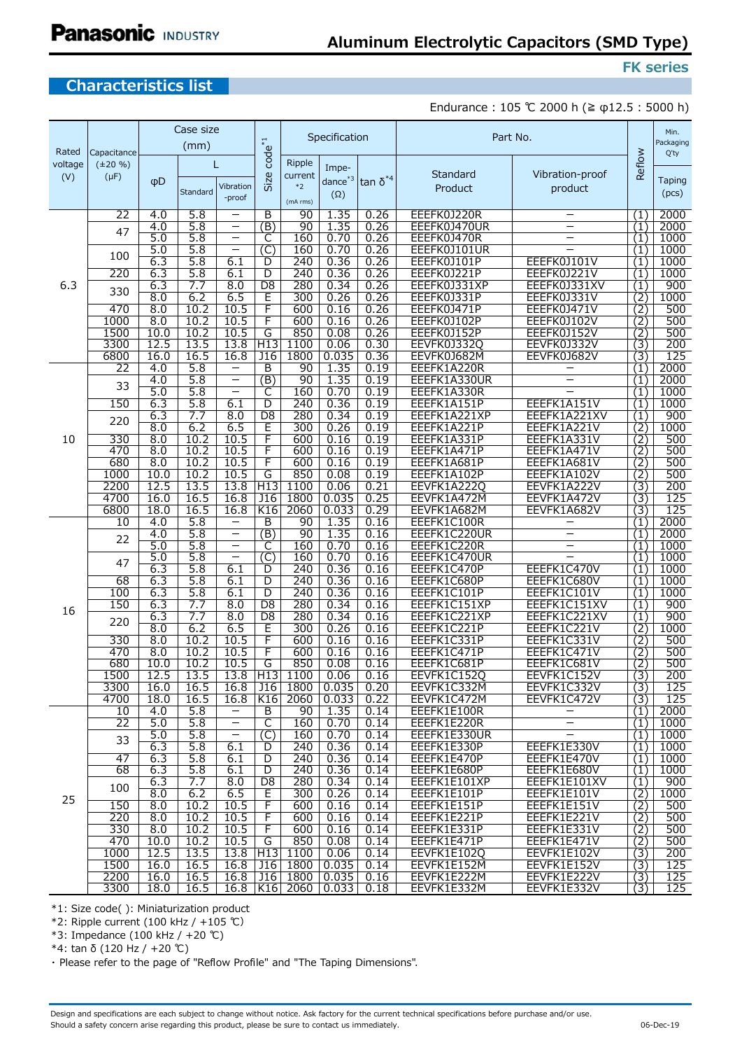## Aluminum Electrolytic Capacitors (SMD Type)

### FK series

## Characteristics list

Endurance : 105 ℃ 2000 h (≧ φ12.5 : 5000 h)

| Rated voltage (V) | Capacitance (±20 %) (μF) | Case size (mm) φD | L Standard | L Vibration-proof | Size code *1 | Ripple current *2 (mA rms) | Impedance *3 (Ω) | tan δ *4 | Part No. Standard Product | Part No. Vibration-proof product | Reflow | Min. Packaging Q'ty Taping (pcs) |
|---|---|---|---|---|---|---|---|---|---|---|---|---|
| 6.3 | 22 | 4.0 | 5.8 | − | B | 90 | 1.35 | 0.26 | EEEFK0J220R | − | (1) | 2000 |
| | 47 | 4.0 | 5.8 | − | (B) | 90 | 1.35 | 0.26 | EEEFK0J470UR | − | (1) | 2000 |
| | | 5.0 | 5.8 | − | C | 160 | 0.70 | 0.26 | EEEFK0J470R | − | (1) | 1000 |
| | 100 | 5.0 | 5.8 | − | (C) | 160 | 0.70 | 0.26 | EEEFK0J101UR | − | (1) | 1000 |
| | | 6.3 | 5.8 | 6.1 | D | 240 | 0.36 | 0.26 | EEEFK0J101P | EEEFK0J101V | (1) | 1000 |
| | 220 | 6.3 | 5.8 | 6.1 | D | 240 | 0.36 | 0.26 | EEEFK0J221P | EEEFK0J221V | (1) | 1000 |
| | 330 | 6.3 | 7.7 | 8.0 | D8 | 280 | 0.34 | 0.26 | EEEFK0J331XP | EEEFK0J331XV | (1) | 900 |
| | | 8.0 | 6.2 | 6.5 | E | 300 | 0.26 | 0.26 | EEEFK0J331P | EEEFK0J331V | (2) | 1000 |
| | 470 | 8.0 | 10.2 | 10.5 | F | 600 | 0.16 | 0.26 | EEEFK0J471P | EEEFK0J471V | (2) | 500 |
| | 1000 | 8.0 | 10.2 | 10.5 | F | 600 | 0.16 | 0.26 | EEEFK0J102P | EEEFK0J102V | (2) | 500 |
| | 1500 | 10.0 | 10.2 | 10.5 | G | 850 | 0.08 | 0.26 | EEEFK0J152P | EEEFK0J152V | (2) | 500 |
| | 3300 | 12.5 | 13.5 | 13.8 | H13 | 1100 | 0.06 | 0.30 | EEVFK0J332Q | EEVFK0J332V | (3) | 200 |
| | 6800 | 16.0 | 16.5 | 16.8 | J16 | 1800 | 0.035 | 0.36 | EEVFK0J682M | EEVFK0J682V | (3) | 125 |
| 10 | 22 | 4.0 | 5.8 | − | B | 90 | 1.35 | 0.19 | EEEFK1A220R | − | (1) | 2000 |
| | 33 | 4.0 | 5.8 | − | (B) | 90 | 1.35 | 0.19 | EEEFK1A330UR | − | (1) | 2000 |
| | | 5.0 | 5.8 | − | C | 160 | 0.70 | 0.19 | EEEFK1A330R | − | (1) | 1000 |
| | 150 | 6.3 | 5.8 | 6.1 | D | 240 | 0.36 | 0.19 | EEEFK1A151P | EEEFK1A151V | (1) | 1000 |
| | 220 | 6.3 | 7.7 | 8.0 | D8 | 280 | 0.34 | 0.19 | EEEFK1A221XP | EEEFK1A221XV | (1) | 900 |
| | | 8.0 | 6.2 | 6.5 | E | 300 | 0.26 | 0.19 | EEEFK1A221P | EEEFK1A221V | (2) | 1000 |
| | 330 | 8.0 | 10.2 | 10.5 | F | 600 | 0.16 | 0.19 | EEEFK1A331P | EEEFK1A331V | (2) | 500 |
| | 470 | 8.0 | 10.2 | 10.5 | F | 600 | 0.16 | 0.19 | EEEFK1A471P | EEEFK1A471V | (2) | 500 |
| | 680 | 8.0 | 10.2 | 10.5 | F | 600 | 0.16 | 0.19 | EEEFK1A681P | EEEFK1A681V | (2) | 500 |
| | 1000 | 10.0 | 10.2 | 10.5 | G | 850 | 0.08 | 0.19 | EEEFK1A102P | EEEFK1A102V | (2) | 500 |
| | 2200 | 12.5 | 13.5 | 13.8 | H13 | 1100 | 0.06 | 0.21 | EEVFK1A222Q | EEVFK1A222V | (3) | 200 |
| | 4700 | 16.0 | 16.5 | 16.8 | J16 | 1800 | 0.035 | 0.25 | EEVFK1A472M | EEVFK1A472V | (3) | 125 |
| | 6800 | 18.0 | 16.5 | 16.8 | K16 | 2060 | 0.033 | 0.29 | EEVFK1A682M | EEVFK1A682V | (3) | 125 |
| 16 | 10 | 4.0 | 5.8 | − | B | 90 | 1.35 | 0.16 | EEEFK1C100R | − | (1) | 2000 |
| | 22 | 4.0 | 5.8 | − | (B) | 90 | 1.35 | 0.16 | EEEFK1C220UR | − | (1) | 2000 |
| | | 5.0 | 5.8 | − | C | 160 | 0.70 | 0.16 | EEEFK1C220R | − | (1) | 1000 |
| | 47 | 5.0 | 5.8 | − | (C) | 160 | 0.70 | 0.16 | EEEFK1C470UR | − | (1) | 1000 |
| | | 6.3 | 5.8 | 6.1 | D | 240 | 0.36 | 0.16 | EEEFK1C470P | EEEFK1C470V | (1) | 1000 |
| | 68 | 6.3 | 5.8 | 6.1 | D | 240 | 0.36 | 0.16 | EEEFK1C680P | EEEFK1C680V | (1) | 1000 |
| | 100 | 6.3 | 5.8 | 6.1 | D | 240 | 0.36 | 0.16 | EEEFK1C101P | EEEFK1C101V | (1) | 1000 |
| | 150 | 6.3 | 7.7 | 8.0 | D8 | 280 | 0.34 | 0.16 | EEEFK1C151XP | EEEFK1C151XV | (1) | 900 |
| | 220 | 6.3 | 7.7 | 8.0 | D8 | 280 | 0.34 | 0.16 | EEEFK1C221XP | EEEFK1C221XV | (1) | 900 |
| | | 8.0 | 6.2 | 6.5 | E | 300 | 0.26 | 0.16 | EEEFK1C221P | EEEFK1C221V | (2) | 1000 |
| | 330 | 8.0 | 10.2 | 10.5 | F | 600 | 0.16 | 0.16 | EEEFK1C331P | EEEFK1C331V | (2) | 500 |
| | 470 | 8.0 | 10.2 | 10.5 | F | 600 | 0.16 | 0.16 | EEEFK1C471P | EEEFK1C471V | (2) | 500 |
| | 680 | 10.0 | 10.2 | 10.5 | G | 850 | 0.08 | 0.16 | EEEFK1C681P | EEEFK1C681V | (2) | 500 |
| | 1500 | 12.5 | 13.5 | 13.8 | H13 | 1100 | 0.06 | 0.16 | EEVFK1C152Q | EEVFK1C152V | (3) | 200 |
| | 3300 | 16.0 | 16.5 | 16.8 | J16 | 1800 | 0.035 | 0.20 | EEVFK1C332M | EEVFK1C332V | (3) | 125 |
| | 4700 | 18.0 | 16.5 | 16.8 | K16 | 2060 | 0.033 | 0.22 | EEVFK1C472M | EEVFK1C472V | (3) | 125 |
| 25 | 10 | 4.0 | 5.8 | − | B | 90 | 1.35 | 0.14 | EEEFK1E100R | − | (1) | 2000 |
| | 22 | 5.0 | 5.8 | − | C | 160 | 0.70 | 0.14 | EEEFK1E220R | − | (1) | 1000 |
| | 33 | 5.0 | 5.8 | − | (C) | 160 | 0.70 | 0.14 | EEEFK1E330UR | − | (1) | 1000 |
| | | 6.3 | 5.8 | 6.1 | D | 240 | 0.36 | 0.14 | EEEFK1E330P | EEEFK1E330V | (1) | 1000 |
| | 47 | 6.3 | 5.8 | 6.1 | D | 240 | 0.36 | 0.14 | EEEFK1E470P | EEEFK1E470V | (1) | 1000 |
| | 68 | 6.3 | 5.8 | 6.1 | D | 240 | 0.36 | 0.14 | EEEFK1E680P | EEEFK1E680V | (1) | 1000 |
| | 100 | 6.3 | 7.7 | 8.0 | D8 | 280 | 0.34 | 0.14 | EEEFK1E101XP | EEEFK1E101XV | (1) | 900 |
| | | 8.0 | 6.2 | 6.5 | E | 300 | 0.26 | 0.14 | EEEFK1E101P | EEEFK1E101V | (2) | 1000 |
| | 150 | 8.0 | 10.2 | 10.5 | F | 600 | 0.16 | 0.14 | EEEFK1E151P | EEEFK1E151V | (2) | 500 |
| | 220 | 8.0 | 10.2 | 10.5 | F | 600 | 0.16 | 0.14 | EEEFK1E221P | EEEFK1E221V | (2) | 500 |
| | 330 | 8.0 | 10.2 | 10.5 | F | 600 | 0.16 | 0.14 | EEEFK1E331P | EEEFK1E331V | (2) | 500 |
| | 470 | 10.0 | 10.2 | 10.5 | G | 850 | 0.08 | 0.14 | EEEFK1E471P | EEEFK1E471V | (2) | 500 |
| | 1000 | 12.5 | 13.5 | 13.8 | H13 | 1100 | 0.06 | 0.14 | EEVFK1E102Q | EEVFK1E102V | (3) | 200 |
| | 1500 | 16.0 | 16.5 | 16.8 | J16 | 1800 | 0.035 | 0.14 | EEVFK1E152M | EEVFK1E152V | (3) | 125 |
| | 2200 | 16.0 | 16.5 | 16.8 | J16 | 1800 | 0.035 | 0.16 | EEVFK1E222M | EEVFK1E222V | (3) | 125 |
| | 3300 | 18.0 | 16.5 | 16.8 | K16 | 2060 | 0.033 | 0.18 | EEVFK1E332M | EEVFK1E332V | (3) | 125 |

*1: Size code( ): Miniaturization product
*2: Ripple current (100 kHz / +105 ℃)
*3: Impedance (100 kHz / +20 ℃)
*4: tan δ (120 Hz / +20 ℃)
・Please refer to the page of "Reflow Profile" and "The Taping Dimensions".

Design and specifications are each subject to change without notice. Ask factory for the current technical specifications before purchase and/or use.
Should a safety concern arise regarding this product, please be sure to contact us immediately.

06-Dec-19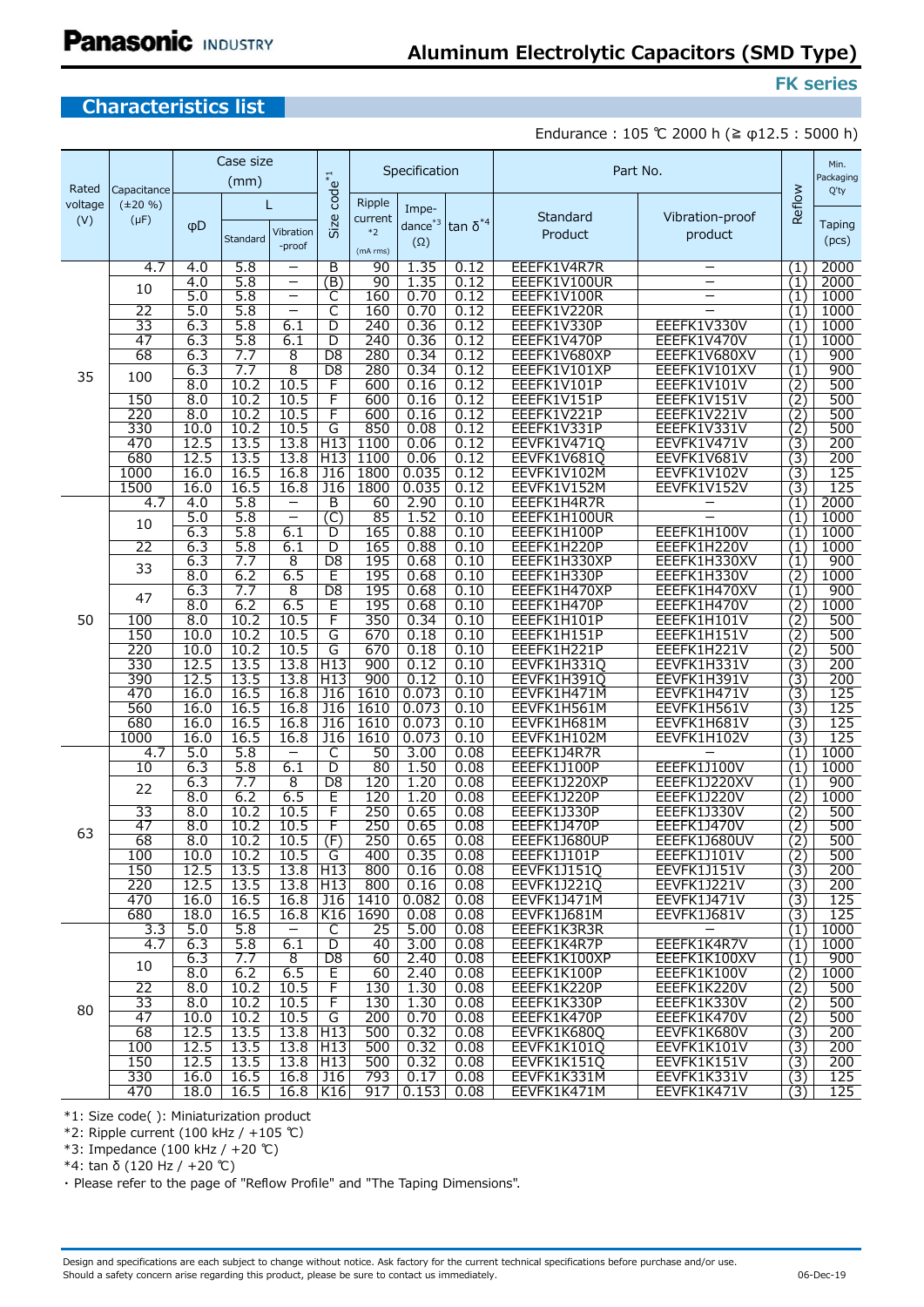# Aluminum Electrolytic Capacitors (SMD Type)

**FK series**

## Characteristics list

Endurance : 105 ℃ 2000 h (≧ φ12.5 : 5000 h)

| Rated voltage (V) | Capacitance (±20 %) (μF) | Case size (mm) φD | L Standard | L Vibration-proof | Size code *1 | Ripple current *2 (mA rms) | Impedance *3 (Ω) | tan δ *4 | Part No. Standard Product | Part No. Vibration-proof product | Reflow | Min. Packaging Q'ty Taping (pcs) |
|---|---|---|---|---|---|---|---|---|---|---|---|---|
| 35 | 4.7 | 4.0 | 5.8 | − | B | 90 | 1.35 | 0.12 | EEEFK1V4R7R | − | (1) | 2000 |
| | 10 | 4.0 | 5.8 | − | (B) | 90 | 1.35 | 0.12 | EEEFK1V100UR | − | (1) | 2000 |
| | | 5.0 | 5.8 | − | C | 160 | 0.70 | 0.12 | EEEFK1V100R | − | (1) | 1000 |
| | 22 | 5.0 | 5.8 | − | C | 160 | 0.70 | 0.12 | EEEFK1V220R | − | (1) | 1000 |
| | 33 | 6.3 | 5.8 | 6.1 | D | 240 | 0.36 | 0.12 | EEEFK1V330P | EEEFK1V330V | (1) | 1000 |
| | 47 | 6.3 | 5.8 | 6.1 | D | 240 | 0.36 | 0.12 | EEEFK1V470P | EEEFK1V470V | (1) | 1000 |
| | 68 | 6.3 | 7.7 | 8 | D8 | 280 | 0.34 | 0.12 | EEEFK1V680XP | EEEFK1V680XV | (1) | 900 |
| | 100 | 6.3 | 7.7 | 8 | D8 | 280 | 0.34 | 0.12 | EEEFK1V101XP | EEEFK1V101XV | (1) | 900 |
| | | 8.0 | 10.2 | 10.5 | F | 600 | 0.16 | 0.12 | EEEFK1V101P | EEEFK1V101V | (2) | 500 |
| | 150 | 8.0 | 10.2 | 10.5 | F | 600 | 0.16 | 0.12 | EEEFK1V151P | EEEFK1V151V | (2) | 500 |
| | 220 | 8.0 | 10.2 | 10.5 | F | 600 | 0.16 | 0.12 | EEEFK1V221P | EEEFK1V221V | (2) | 500 |
| | 330 | 10.0 | 10.2 | 10.5 | G | 850 | 0.08 | 0.12 | EEEFK1V331P | EEEFK1V331V | (2) | 500 |
| | 470 | 12.5 | 13.5 | 13.8 | H13 | 1100 | 0.06 | 0.12 | EEVFK1V471Q | EEVFK1V471V | (3) | 200 |
| | 680 | 12.5 | 13.5 | 13.8 | H13 | 1100 | 0.06 | 0.12 | EEVFK1V681Q | EEVFK1V681V | (3) | 200 |
| | 1000 | 16.0 | 16.5 | 16.8 | J16 | 1800 | 0.035 | 0.12 | EEVFK1V102M | EEVFK1V102V | (3) | 125 |
| | 1500 | 16.0 | 16.5 | 16.8 | J16 | 1800 | 0.035 | 0.12 | EEVFK1V152M | EEVFK1V152V | (3) | 125 |
| 50 | 4.7 | 4.0 | 5.8 | − | B | 60 | 2.90 | 0.10 | EEEFK1H4R7R | − | (1) | 2000 |
| | 10 | 5.0 | 5.8 | − | (C) | 85 | 1.52 | 0.10 | EEEFK1H100UR | − | (1) | 1000 |
| | | 6.3 | 5.8 | 6.1 | D | 165 | 0.88 | 0.10 | EEEFK1H100P | EEEFK1H100V | (1) | 1000 |
| | 22 | 6.3 | 5.8 | 6.1 | D | 165 | 0.88 | 0.10 | EEEFK1H220P | EEEFK1H220V | (1) | 1000 |
| | 33 | 6.3 | 7.7 | 8 | D8 | 195 | 0.68 | 0.10 | EEEFK1H330XP | EEEFK1H330XV | (1) | 900 |
| | | 8.0 | 6.2 | 6.5 | E | 195 | 0.68 | 0.10 | EEEFK1H330P | EEEFK1H330V | (2) | 1000 |
| | 47 | 6.3 | 7.7 | 8 | D8 | 195 | 0.68 | 0.10 | EEEFK1H470XP | EEEFK1H470XV | (1) | 900 |
| | | 8.0 | 6.2 | 6.5 | E | 195 | 0.68 | 0.10 | EEEFK1H470P | EEEFK1H470V | (2) | 1000 |
| | 100 | 8.0 | 10.2 | 10.5 | F | 350 | 0.34 | 0.10 | EEEFK1H101P | EEEFK1H101V | (2) | 500 |
| | 150 | 10.0 | 10.2 | 10.5 | G | 670 | 0.18 | 0.10 | EEEFK1H151P | EEEFK1H151V | (2) | 500 |
| | 220 | 10.0 | 10.2 | 10.5 | G | 670 | 0.18 | 0.10 | EEEFK1H221P | EEEFK1H221V | (2) | 500 |
| | 330 | 12.5 | 13.5 | 13.8 | H13 | 900 | 0.12 | 0.10 | EEVFK1H331Q | EEVFK1H331V | (3) | 200 |
| | 390 | 12.5 | 13.5 | 13.8 | H13 | 900 | 0.12 | 0.10 | EEVFK1H391Q | EEVFK1H391V | (3) | 200 |
| | 470 | 16.0 | 16.5 | 16.8 | J16 | 1610 | 0.073 | 0.10 | EEVFK1H471M | EEVFK1H471V | (3) | 125 |
| | 560 | 16.0 | 16.5 | 16.8 | J16 | 1610 | 0.073 | 0.10 | EEVFK1H561M | EEVFK1H561V | (3) | 125 |
| | 680 | 16.0 | 16.5 | 16.8 | J16 | 1610 | 0.073 | 0.10 | EEVFK1H681M | EEVFK1H681V | (3) | 125 |
| | 1000 | 16.0 | 16.5 | 16.8 | J16 | 1610 | 0.073 | 0.10 | EEVFK1H102M | EEVFK1H102V | (3) | 125 |
| 63 | 4.7 | 5.0 | 5.8 | − | C | 50 | 3.00 | 0.08 | EEEFK1J4R7R | − | (1) | 1000 |
| | 10 | 6.3 | 5.8 | 6.1 | D | 80 | 1.50 | 0.08 | EEEFK1J100P | EEEFK1J100V | (1) | 1000 |
| | 22 | 6.3 | 7.7 | 8 | D8 | 120 | 1.20 | 0.08 | EEEFK1J220XP | EEEFK1J220XV | (1) | 900 |
| | | 8.0 | 6.2 | 6.5 | E | 120 | 1.20 | 0.08 | EEEFK1J220P | EEEFK1J220V | (2) | 1000 |
| | 33 | 8.0 | 10.2 | 10.5 | F | 250 | 0.65 | 0.08 | EEEFK1J330P | EEEFK1J330V | (2) | 500 |
| | 47 | 8.0 | 10.2 | 10.5 | F | 250 | 0.65 | 0.08 | EEEFK1J470P | EEEFK1J470V | (2) | 500 |
| | 68 | 8.0 | 10.2 | 10.5 | (F) | 250 | 0.65 | 0.08 | EEEFK1J680UP | EEEFK1J680UV | (2) | 500 |
| | 100 | 10.0 | 10.2 | 10.5 | G | 400 | 0.35 | 0.08 | EEEFK1J101P | EEEFK1J101V | (2) | 500 |
| | 150 | 12.5 | 13.5 | 13.8 | H13 | 800 | 0.16 | 0.08 | EEVFK1J151Q | EEVFK1J151V | (3) | 200 |
| | 220 | 12.5 | 13.5 | 13.8 | H13 | 800 | 0.16 | 0.08 | EEVFK1J221Q | EEVFK1J221V | (3) | 200 |
| | 470 | 16.0 | 16.5 | 16.8 | J16 | 1410 | 0.082 | 0.08 | EEVFK1J471M | EEVFK1J471V | (3) | 125 |
| | 680 | 18.0 | 16.5 | 16.8 | K16 | 1690 | 0.08 | 0.08 | EEVFK1J681M | EEVFK1J681V | (3) | 125 |
| 80 | 3.3 | 5.0 | 5.8 | − | C | 25 | 5.00 | 0.08 | EEEFK1K3R3R | − | (1) | 1000 |
| | 4.7 | 6.3 | 5.8 | 6.1 | D | 40 | 3.00 | 0.08 | EEEFK1K4R7P | EEEFK1K4R7V | (1) | 1000 |
| | 10 | 6.3 | 7.7 | 8 | D8 | 60 | 2.40 | 0.08 | EEEFK1K100XP | EEEFK1K100XV | (1) | 900 |
| | | 8.0 | 6.2 | 6.5 | E | 60 | 2.40 | 0.08 | EEEFK1K100P | EEEFK1K100V | (2) | 1000 |
| | 22 | 8.0 | 10.2 | 10.5 | F | 130 | 1.30 | 0.08 | EEEFK1K220P | EEEFK1K220V | (2) | 500 |
| | 33 | 8.0 | 10.2 | 10.5 | F | 130 | 1.30 | 0.08 | EEEFK1K330P | EEEFK1K330V | (2) | 500 |
| | 47 | 10.0 | 10.2 | 10.5 | G | 200 | 0.70 | 0.08 | EEEFK1K470P | EEEFK1K470V | (2) | 500 |
| | 68 | 12.5 | 13.5 | 13.8 | H13 | 500 | 0.32 | 0.08 | EEVFK1K680Q | EEVFK1K680V | (3) | 200 |
| | 100 | 12.5 | 13.5 | 13.8 | H13 | 500 | 0.32 | 0.08 | EEVFK1K101Q | EEVFK1K101V | (3) | 200 |
| | 150 | 12.5 | 13.5 | 13.8 | H13 | 500 | 0.32 | 0.08 | EEVFK1K151Q | EEVFK1K151V | (3) | 200 |
| | 330 | 16.0 | 16.5 | 16.8 | J16 | 793 | 0.17 | 0.08 | EEVFK1K331M | EEVFK1K331V | (3) | 125 |
| | 470 | 18.0 | 16.5 | 16.8 | K16 | 917 | 0.153 | 0.08 | EEVFK1K471M | EEVFK1K471V | (3) | 125 |

*1: Size code( ): Miniaturization product
*2: Ripple current (100 kHz / +105 ℃)
*3: Impedance (100 kHz / +20 ℃)
*4: tan δ (120 Hz / +20 ℃)
・Please refer to the page of "Reflow Profile" and "The Taping Dimensions".

Design and specifications are each subject to change without notice. Ask factory for the current technical specifications before purchase and/or use.
Should a safety concern arise regarding this product, please be sure to contact us immediately.

06-Dec-19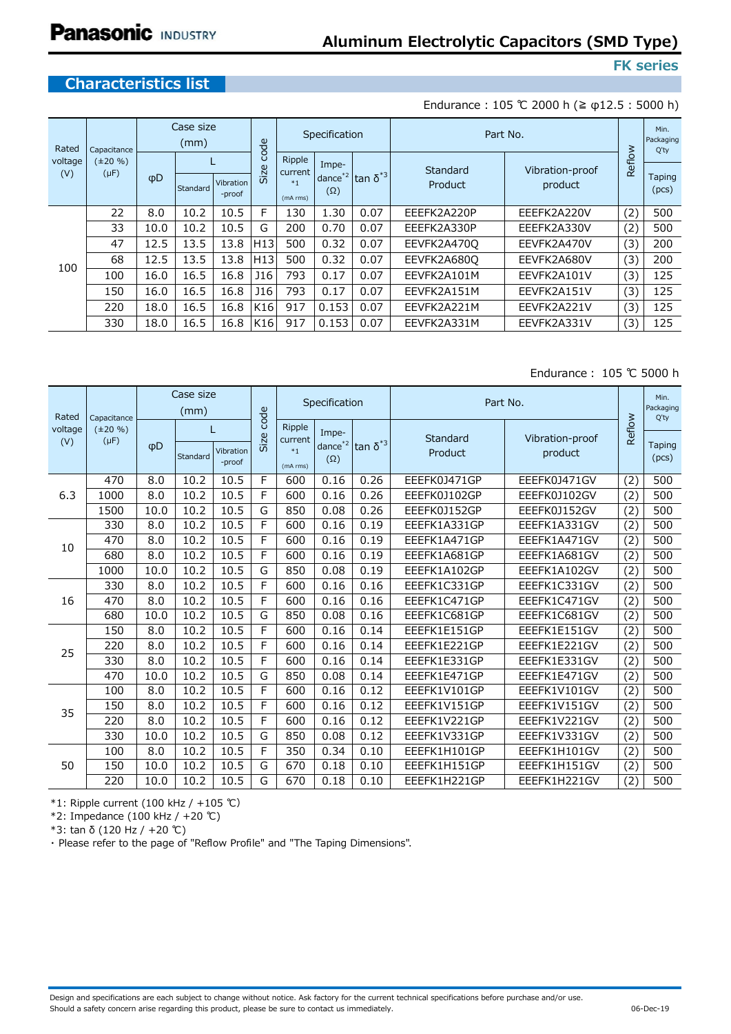# Aluminum Electrolytic Capacitors (SMD Type)

## FK series

## Characteristics list

Endurance : 105 ℃ 2000 h (≧ φ12.5 : 5000 h)

| Rated voltage (V) | Capacitance (±20 %) (μF) | Case size (mm) | | | Size code | Specification | | | Part No. | | Reflow | Min. Packaging Q'ty |
|---|---|---|---|---|---|---|---|---|---|---|---|---|
| | | φD | L | | | Ripple current *1 (mA rms) | Impe-dance*2 (Ω) | tan δ*3 | Standard Product | Vibration-proof product | | Taping (pcs) |
| | | | Standard | Vibration-proof | | | | | | | | |
| 100 | 22 | 8.0 | 10.2 | 10.5 | F | 130 | 1.30 | 0.07 | EEEFK2A220P | EEEFK2A220V | (2) | 500 |
| | 33 | 10.0 | 10.2 | 10.5 | G | 200 | 0.70 | 0.07 | EEEFK2A330P | EEEFK2A330V | (2) | 500 |
| | 47 | 12.5 | 13.5 | 13.8 | H13 | 500 | 0.32 | 0.07 | EEVFK2A470Q | EEVFK2A470V | (3) | 200 |
| | 68 | 12.5 | 13.5 | 13.8 | H13 | 500 | 0.32 | 0.07 | EEVFK2A680Q | EEVFK2A680V | (3) | 200 |
| | 100 | 16.0 | 16.5 | 16.8 | J16 | 793 | 0.17 | 0.07 | EEVFK2A101M | EEVFK2A101V | (3) | 125 |
| | 150 | 16.0 | 16.5 | 16.8 | J16 | 793 | 0.17 | 0.07 | EEVFK2A151M | EEVFK2A151V | (3) | 125 |
| | 220 | 18.0 | 16.5 | 16.8 | K16 | 917 | 0.153 | 0.07 | EEVFK2A221M | EEVFK2A221V | (3) | 125 |
| | 330 | 18.0 | 16.5 | 16.8 | K16 | 917 | 0.153 | 0.07 | EEVFK2A331M | EEVFK2A331V | (3) | 125 |

Endurance : 105 ℃ 5000 h

| Rated voltage (V) | Capacitance (±20 %) (μF) | Case size (mm) | | | Size code | Specification | | | Part No. | | Reflow | Min. Packaging Q'ty |
|---|---|---|---|---|---|---|---|---|---|---|---|---|
| | | φD | L | | | Ripple current *1 (mA rms) | Impe-dance*2 (Ω) | tan δ*3 | Standard Product | Vibration-proof product | | Taping (pcs) |
| | | | Standard | Vibration-proof | | | | | | | | |
| 6.3 | 470 | 8.0 | 10.2 | 10.5 | F | 600 | 0.16 | 0.26 | EEEFK0J471GP | EEEFK0J471GV | (2) | 500 |
| | 1000 | 8.0 | 10.2 | 10.5 | F | 600 | 0.16 | 0.26 | EEEFK0J102GP | EEEFK0J102GV | (2) | 500 |
| | 1500 | 10.0 | 10.2 | 10.5 | G | 850 | 0.08 | 0.26 | EEEFK0J152GP | EEEFK0J152GV | (2) | 500 |
| 10 | 330 | 8.0 | 10.2 | 10.5 | F | 600 | 0.16 | 0.19 | EEEFK1A331GP | EEEFK1A331GV | (2) | 500 |
| | 470 | 8.0 | 10.2 | 10.5 | F | 600 | 0.16 | 0.19 | EEEFK1A471GP | EEEFK1A471GV | (2) | 500 |
| | 680 | 8.0 | 10.2 | 10.5 | F | 600 | 0.16 | 0.19 | EEEFK1A681GP | EEEFK1A681GV | (2) | 500 |
| | 1000 | 10.0 | 10.2 | 10.5 | G | 850 | 0.08 | 0.19 | EEEFK1A102GP | EEEFK1A102GV | (2) | 500 |
| 16 | 330 | 8.0 | 10.2 | 10.5 | F | 600 | 0.16 | 0.16 | EEEFK1C331GP | EEEFK1C331GV | (2) | 500 |
| | 470 | 8.0 | 10.2 | 10.5 | F | 600 | 0.16 | 0.16 | EEEFK1C471GP | EEEFK1C471GV | (2) | 500 |
| | 680 | 10.0 | 10.2 | 10.5 | G | 850 | 0.08 | 0.16 | EEEFK1C681GP | EEEFK1C681GV | (2) | 500 |
| 25 | 150 | 8.0 | 10.2 | 10.5 | F | 600 | 0.16 | 0.14 | EEEFK1E151GP | EEEFK1E151GV | (2) | 500 |
| | 220 | 8.0 | 10.2 | 10.5 | F | 600 | 0.16 | 0.14 | EEEFK1E221GP | EEEFK1E221GV | (2) | 500 |
| | 330 | 8.0 | 10.2 | 10.5 | F | 600 | 0.16 | 0.14 | EEEFK1E331GP | EEEFK1E331GV | (2) | 500 |
| | 470 | 10.0 | 10.2 | 10.5 | G | 850 | 0.08 | 0.14 | EEEFK1E471GP | EEEFK1E471GV | (2) | 500 |
| 35 | 100 | 8.0 | 10.2 | 10.5 | F | 600 | 0.16 | 0.12 | EEEFK1V101GP | EEEFK1V101GV | (2) | 500 |
| | 150 | 8.0 | 10.2 | 10.5 | F | 600 | 0.16 | 0.12 | EEEFK1V151GP | EEEFK1V151GV | (2) | 500 |
| | 220 | 8.0 | 10.2 | 10.5 | F | 600 | 0.16 | 0.12 | EEEFK1V221GP | EEEFK1V221GV | (2) | 500 |
| | 330 | 10.0 | 10.2 | 10.5 | G | 850 | 0.08 | 0.12 | EEEFK1V331GP | EEEFK1V331GV | (2) | 500 |
| 50 | 100 | 8.0 | 10.2 | 10.5 | F | 350 | 0.34 | 0.10 | EEEFK1H101GP | EEEFK1H101GV | (2) | 500 |
| | 150 | 10.0 | 10.2 | 10.5 | G | 670 | 0.18 | 0.10 | EEEFK1H151GP | EEEFK1H151GV | (2) | 500 |
| | 220 | 10.0 | 10.2 | 10.5 | G | 670 | 0.18 | 0.10 | EEEFK1H221GP | EEEFK1H221GV | (2) | 500 |

*1: Ripple current (100 kHz / +105 ℃)
*2: Impedance (100 kHz / +20 ℃)
*3: tan δ (120 Hz / +20 ℃)
・Please refer to the page of "Reflow Profile" and "The Taping Dimensions".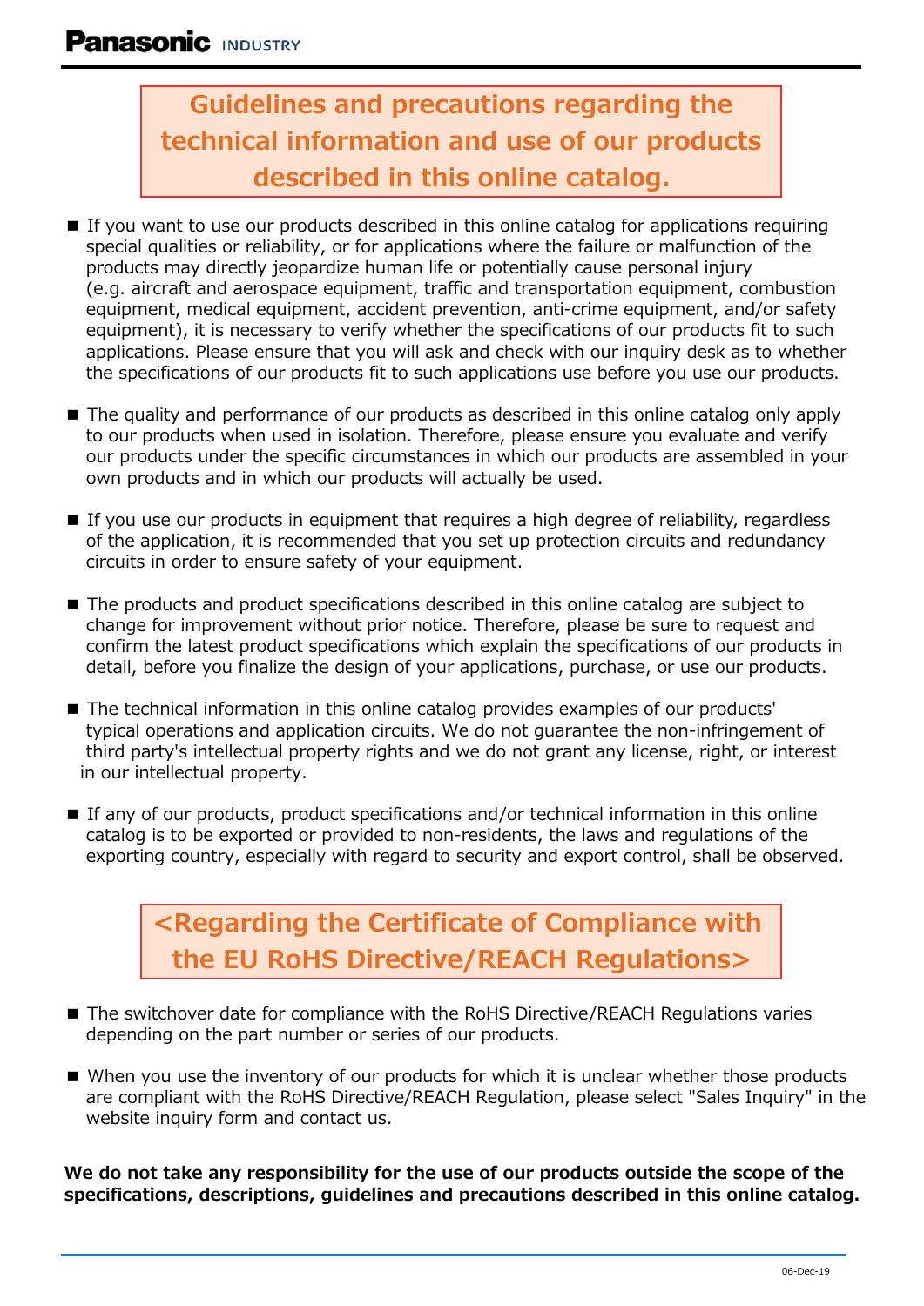## Guidelines and precautions regarding the technical information and use of our products described in this online catalog.

- If you want to use our products described in this online catalog for applications requiring special qualities or reliability, or for applications where the failure or malfunction of the products may directly jeopardize human life or potentially cause personal injury (e.g. aircraft and aerospace equipment, traffic and transportation equipment, combustion equipment, medical equipment, accident prevention, anti-crime equipment, and/or safety equipment), it is necessary to verify whether the specifications of our products fit to such applications. Please ensure that you will ask and check with our inquiry desk as to whether the specifications of our products fit to such applications use before you use our products.

- The quality and performance of our products as described in this online catalog only apply to our products when used in isolation. Therefore, please ensure you evaluate and verify our products under the specific circumstances in which our products are assembled in your own products and in which our products will actually be used.

- If you use our products in equipment that requires a high degree of reliability, regardless of the application, it is recommended that you set up protection circuits and redundancy circuits in order to ensure safety of your equipment.

- The products and product specifications described in this online catalog are subject to change for improvement without prior notice. Therefore, please be sure to request and confirm the latest product specifications which explain the specifications of our products in detail, before you finalize the design of your applications, purchase, or use our products.

- The technical information in this online catalog provides examples of our products' typical operations and application circuits. We do not guarantee the non-infringement of third party's intellectual property rights and we do not grant any license, right, or interest in our intellectual property.

- If any of our products, product specifications and/or technical information in this online catalog is to be exported or provided to non-residents, the laws and regulations of the exporting country, especially with regard to security and export control, shall be observed.

## <Regarding the Certificate of Compliance with the EU RoHS Directive/REACH Regulations>

- The switchover date for compliance with the RoHS Directive/REACH Regulations varies depending on the part number or series of our products.

- When you use the inventory of our products for which it is unclear whether those products are compliant with the RoHS Directive/REACH Regulation, please select "Sales Inquiry" in the website inquiry form and contact us.

**We do not take any responsibility for the use of our products outside the scope of the specifications, descriptions, guidelines and precautions described in this online catalog.**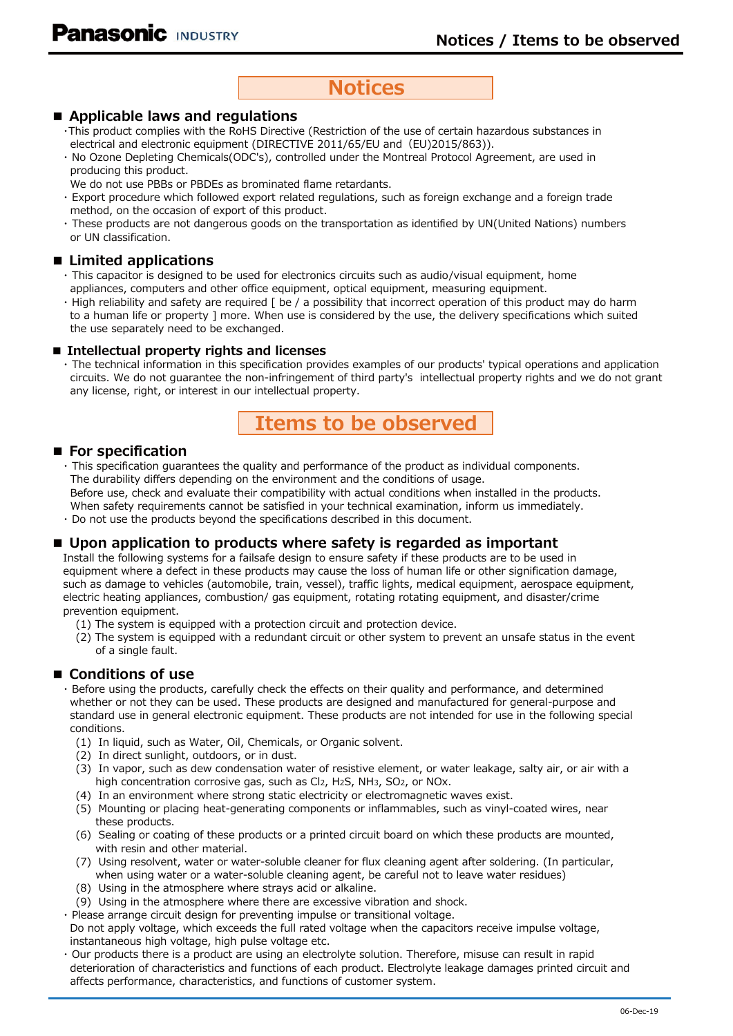# Notices

## Applicable laws and regulations

- This product complies with the RoHS Directive (Restriction of the use of certain hazardous substances in electrical and electronic equipment (DIRECTIVE 2011/65/EU and (EU)2015/863)).
- No Ozone Depleting Chemicals(ODC's), controlled under the Montreal Protocol Agreement, are used in producing this product.
  We do not use PBBs or PBDEs as brominated flame retardants.
- Export procedure which followed export related regulations, such as foreign exchange and a foreign trade method, on the occasion of export of this product.
- These products are not dangerous goods on the transportation as identified by UN(United Nations) numbers or UN classification.

## Limited applications

- This capacitor is designed to be used for electronics circuits such as audio/visual equipment, home appliances, computers and other office equipment, optical equipment, measuring equipment.
- High reliability and safety are required [ be / a possibility that incorrect operation of this product may do harm to a human life or property ] more. When use is considered by the use, the delivery specifications which suited the use separately need to be exchanged.

## Intellectual property rights and licenses

- The technical information in this specification provides examples of our products' typical operations and application circuits. We do not guarantee the non-infringement of third party's intellectual property rights and we do not grant any license, right, or interest in our intellectual property.

# Items to be observed

## For specification

- This specification guarantees the quality and performance of the product as individual components.
  The durability differs depending on the environment and the conditions of usage.
  Before use, check and evaluate their compatibility with actual conditions when installed in the products.
  When safety requirements cannot be satisfied in your technical examination, inform us immediately.
- Do not use the products beyond the specifications described in this document.

## Upon application to products where safety is regarded as important

Install the following systems for a failsafe design to ensure safety if these products are to be used in equipment where a defect in these products may cause the loss of human life or other signification damage, such as damage to vehicles (automobile, train, vessel), traffic lights, medical equipment, aerospace equipment, electric heating appliances, combustion/ gas equipment, rotating rotating equipment, and disaster/crime prevention equipment.

(1) The system is equipped with a protection circuit and protection device.
(2) The system is equipped with a redundant circuit or other system to prevent an unsafe status in the event of a single fault.

## Conditions of use

- Before using the products, carefully check the effects on their quality and performance, and determined whether or not they can be used. These products are designed and manufactured for general-purpose and standard use in general electronic equipment. These products are not intended for use in the following special conditions.
  (1) In liquid, such as Water, Oil, Chemicals, or Organic solvent.
  (2) In direct sunlight, outdoors, or in dust.
  (3) In vapor, such as dew condensation water of resistive element, or water leakage, salty air, or air with a high concentration corrosive gas, such as $Cl_2$, $H_2S$, $NH_3$, $SO_2$, or NOx.
  (4) In an environment where strong static electricity or electromagnetic waves exist.
  (5) Mounting or placing heat-generating components or inflammables, such as vinyl-coated wires, near these products.
  (6) Sealing or coating of these products or a printed circuit board on which these products are mounted, with resin and other material.
  (7) Using resolvent, water or water-soluble cleaner for flux cleaning agent after soldering. (In particular, when using water or a water-soluble cleaning agent, be careful not to leave water residues)
  (8) Using in the atmosphere where strays acid or alkaline.
  (9) Using in the atmosphere where there are excessive vibration and shock.
- Please arrange circuit design for preventing impulse or transitional voltage.
  Do not apply voltage, which exceeds the full rated voltage when the capacitors receive impulse voltage, instantaneous high voltage, high pulse voltage etc.
- Our products there is a product are using an electrolyte solution. Therefore, misuse can result in rapid deterioration of characteristics and functions of each product. Electrolyte leakage damages printed circuit and affects performance, characteristics, and functions of customer system.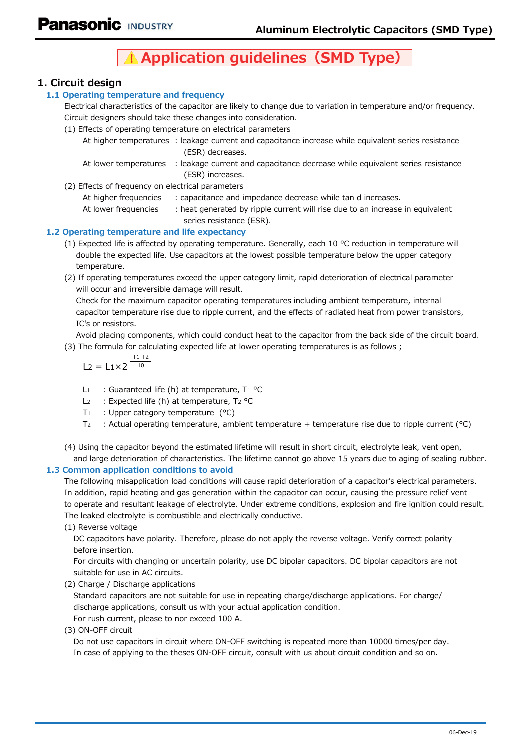# ⚠ Application guidelines（SMD Type）

## 1. Circuit design

### 1.1 Operating temperature and frequency

Electrical characteristics of the capacitor are likely to change due to variation in temperature and/or frequency. Circuit designers should take these changes into consideration.

(1) Effects of operating temperature on electrical parameters

At higher temperatures : leakage current and capacitance increase while equivalent series resistance (ESR) decreases.

At lower temperatures : leakage current and capacitance decrease while equivalent series resistance (ESR) increases.

(2) Effects of frequency on electrical parameters

At higher frequencies : capacitance and impedance decrease while tan d increases.

At lower frequencies : heat generated by ripple current will rise due to an increase in equivalent series resistance (ESR).

### 1.2 Operating temperature and life expectancy

(1) Expected life is affected by operating temperature. Generally, each 10 °C reduction in temperature will double the expected life. Use capacitors at the lowest possible temperature below the upper category temperature.

(2) If operating temperatures exceed the upper category limit, rapid deterioration of electrical parameter will occur and irreversible damage will result.
Check for the maximum capacitor operating temperatures including ambient temperature, internal capacitor temperature rise due to ripple current, and the effects of radiated heat from power transistors, IC's or resistors.
Avoid placing components, which could conduct heat to the capacitor from the back side of the circuit board.

(3) The formula for calculating expected life at lower operating temperatures is as follows ;

$$L_2 = L_1 \times 2^{\frac{T_1 - T_2}{10}}$$

$L_1$ : Guaranteed life (h) at temperature, $T_1$ °C
$L_2$ : Expected life (h) at temperature, $T_2$ °C
$T_1$ : Upper category temperature (°C)
$T_2$ : Actual operating temperature, ambient temperature + temperature rise due to ripple current (°C)

(4) Using the capacitor beyond the estimated lifetime will result in short circuit, electrolyte leak, vent open, and large deterioration of characteristics. The lifetime cannot go above 15 years due to aging of sealing rubber.

### 1.3 Common application conditions to avoid

The following misapplication load conditions will cause rapid deterioration of a capacitor's electrical parameters. In addition, rapid heating and gas generation within the capacitor can occur, causing the pressure relief vent to operate and resultant leakage of electrolyte. Under extreme conditions, explosion and fire ignition could result. The leaked electrolyte is combustible and electrically conductive.

(1) Reverse voltage

DC capacitors have polarity. Therefore, please do not apply the reverse voltage. Verify correct polarity before insertion.
For circuits with changing or uncertain polarity, use DC bipolar capacitors. DC bipolar capacitors are not suitable for use in AC circuits.

(2) Charge / Discharge applications

Standard capacitors are not suitable for use in repeating charge/discharge applications. For charge/ discharge applications, consult us with your actual application condition.
For rush current, please to nor exceed 100 A.

(3) ON-OFF circuit

Do not use capacitors in circuit where ON-OFF switching is repeated more than 10000 times/per day.
In case of applying to the theses ON-OFF circuit, consult with us about circuit condition and so on.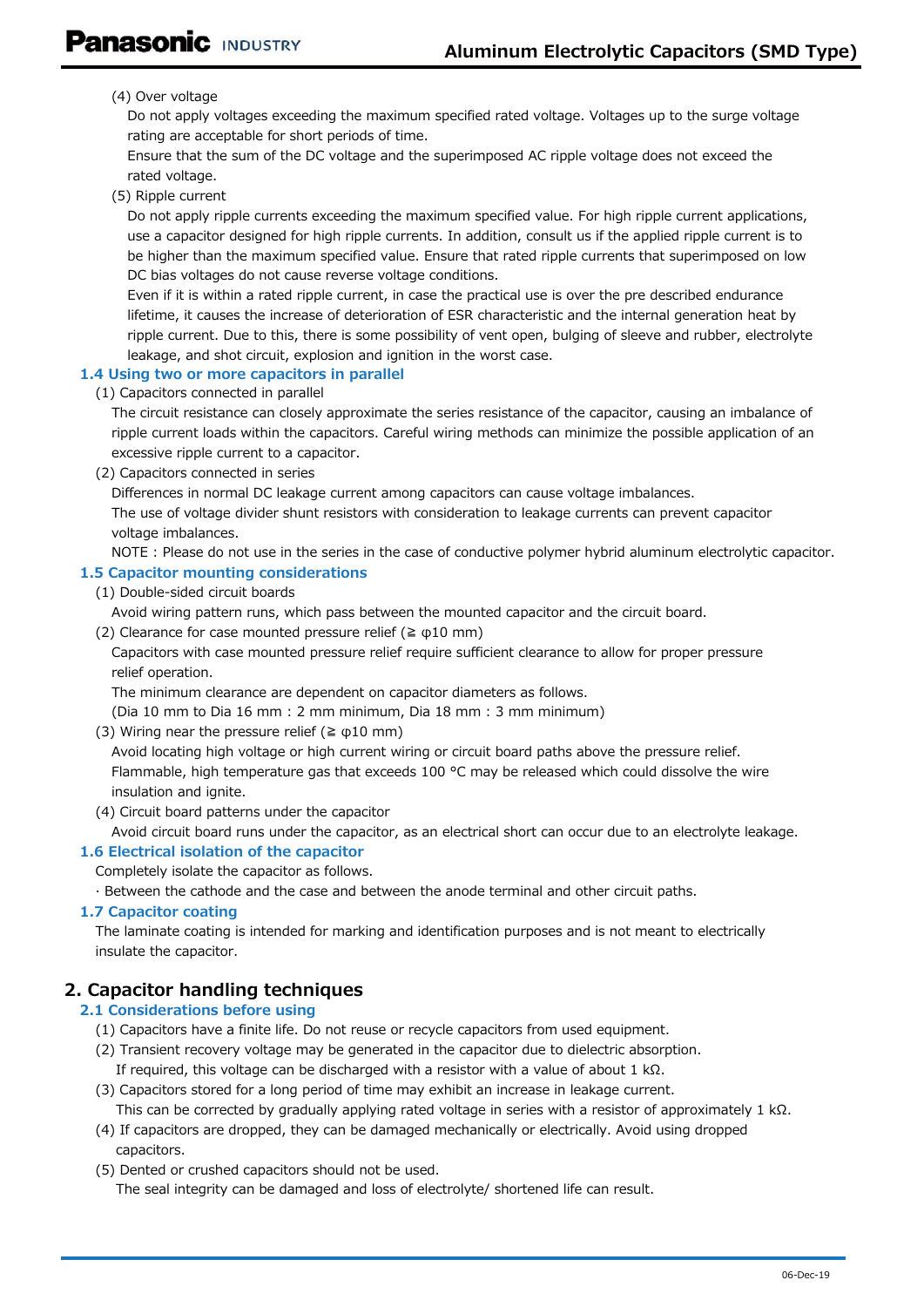(4) Over voltage

Do not apply voltages exceeding the maximum specified rated voltage. Voltages up to the surge voltage rating are acceptable for short periods of time.

Ensure that the sum of the DC voltage and the superimposed AC ripple voltage does not exceed the rated voltage.

(5) Ripple current

Do not apply ripple currents exceeding the maximum specified value. For high ripple current applications, use a capacitor designed for high ripple currents. In addition, consult us if the applied ripple current is to be higher than the maximum specified value. Ensure that rated ripple currents that superimposed on low DC bias voltages do not cause reverse voltage conditions.

Even if it is within a rated ripple current, in case the practical use is over the pre described endurance lifetime, it causes the increase of deterioration of ESR characteristic and the internal generation heat by ripple current. Due to this, there is some possibility of vent open, bulging of sleeve and rubber, electrolyte leakage, and shot circuit, explosion and ignition in the worst case.

### 1.4 Using two or more capacitors in parallel

(1) Capacitors connected in parallel

The circuit resistance can closely approximate the series resistance of the capacitor, causing an imbalance of ripple current loads within the capacitors. Careful wiring methods can minimize the possible application of an excessive ripple current to a capacitor.

(2) Capacitors connected in series

Differences in normal DC leakage current among capacitors can cause voltage imbalances.

The use of voltage divider shunt resistors with consideration to leakage currents can prevent capacitor voltage imbalances.

NOTE : Please do not use in the series in the case of conductive polymer hybrid aluminum electrolytic capacitor.

### 1.5 Capacitor mounting considerations

(1) Double-sided circuit boards

Avoid wiring pattern runs, which pass between the mounted capacitor and the circuit board.

(2) Clearance for case mounted pressure relief (≧ φ10 mm)

Capacitors with case mounted pressure relief require sufficient clearance to allow for proper pressure relief operation.

The minimum clearance are dependent on capacitor diameters as follows.

(Dia 10 mm to Dia 16 mm : 2 mm minimum, Dia 18 mm : 3 mm minimum)

(3) Wiring near the pressure relief (≧ φ10 mm)

Avoid locating high voltage or high current wiring or circuit board paths above the pressure relief.

Flammable, high temperature gas that exceeds 100 °C may be released which could dissolve the wire insulation and ignite.

(4) Circuit board patterns under the capacitor

Avoid circuit board runs under the capacitor, as an electrical short can occur due to an electrolyte leakage.

### 1.6 Electrical isolation of the capacitor

Completely isolate the capacitor as follows.

· Between the cathode and the case and between the anode terminal and other circuit paths.

### 1.7 Capacitor coating

The laminate coating is intended for marking and identification purposes and is not meant to electrically insulate the capacitor.

## 2. Capacitor handling techniques

### 2.1 Considerations before using

(1) Capacitors have a finite life. Do not reuse or recycle capacitors from used equipment.

(2) Transient recovery voltage may be generated in the capacitor due to dielectric absorption.
If required, this voltage can be discharged with a resistor with a value of about 1 kΩ.

(3) Capacitors stored for a long period of time may exhibit an increase in leakage current.
This can be corrected by gradually applying rated voltage in series with a resistor of approximately 1 kΩ.

(4) If capacitors are dropped, they can be damaged mechanically or electrically. Avoid using dropped capacitors.

(5) Dented or crushed capacitors should not be used.
The seal integrity can be damaged and loss of electrolyte/ shortened life can result.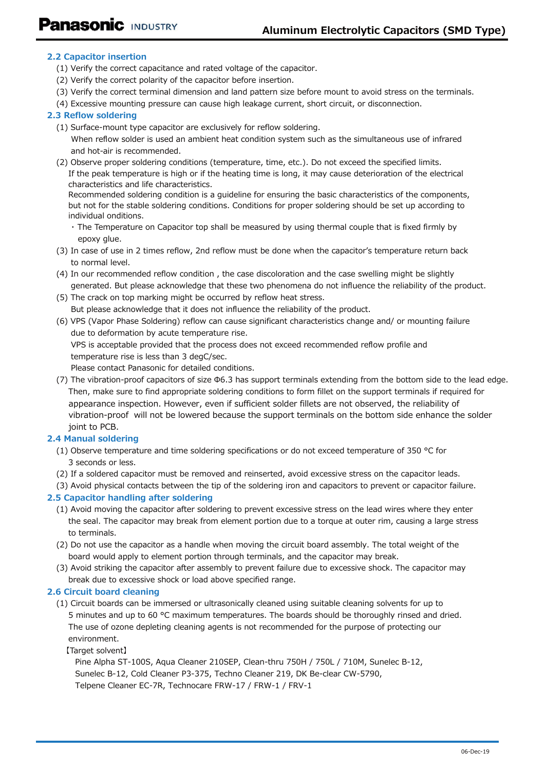## 2.2 Capacitor insertion

(1) Verify the correct capacitance and rated voltage of the capacitor.
(2) Verify the correct polarity of the capacitor before insertion.
(3) Verify the correct terminal dimension and land pattern size before mount to avoid stress on the terminals.
(4) Excessive mounting pressure can cause high leakage current, short circuit, or disconnection.

## 2.3 Reflow soldering

(1) Surface-mount type capacitor are exclusively for reflow soldering.
When reflow solder is used an ambient heat condition system such as the simultaneous use of infrared and hot-air is recommended.

(2) Observe proper soldering conditions (temperature, time, etc.). Do not exceed the specified limits.
If the peak temperature is high or if the heating time is long, it may cause deterioration of the electrical characteristics and life characteristics.
Recommended soldering condition is a guideline for ensuring the basic characteristics of the components, but not for the stable soldering conditions. Conditions for proper soldering should be set up according to individual onditions.
・The Temperature on Capacitor top shall be measured by using thermal couple that is fixed firmly by epoxy glue.

(3) In case of use in 2 times reflow, 2nd reflow must be done when the capacitor's temperature return back to normal level.

(4) In our recommended reflow condition , the case discoloration and the case swelling might be slightly generated. But please acknowledge that these two phenomena do not influence the reliability of the product.

(5) The crack on top marking might be occurred by reflow heat stress.
But please acknowledge that it does not influence the reliability of the product.

(6) VPS (Vapor Phase Soldering) reflow can cause significant characteristics change and/ or mounting failure due to deformation by acute temperature rise.
VPS is acceptable provided that the process does not exceed recommended reflow profile and temperature rise is less than 3 degC/sec.
Please contact Panasonic for detailed conditions.

(7) The vibration-proof capacitors of size Φ6.3 has support terminals extending from the bottom side to the lead edge. Then, make sure to find appropriate soldering conditions to form fillet on the support terminals if required for appearance inspection. However, even if sufficient solder fillets are not observed, the reliability of vibration-proof will not be lowered because the support terminals on the bottom side enhance the solder joint to PCB.

## 2.4 Manual soldering

(1) Observe temperature and time soldering specifications or do not exceed temperature of 350 °C for 3 seconds or less.
(2) If a soldered capacitor must be removed and reinserted, avoid excessive stress on the capacitor leads.
(3) Avoid physical contacts between the tip of the soldering iron and capacitors to prevent or capacitor failure.

## 2.5 Capacitor handling after soldering

(1) Avoid moving the capacitor after soldering to prevent excessive stress on the lead wires where they enter the seal. The capacitor may break from element portion due to a torque at outer rim, causing a large stress to terminals.
(2) Do not use the capacitor as a handle when moving the circuit board assembly. The total weight of the board would apply to element portion through terminals, and the capacitor may break.
(3) Avoid striking the capacitor after assembly to prevent failure due to excessive shock. The capacitor may break due to excessive shock or load above specified range.

## 2.6 Circuit board cleaning

(1) Circuit boards can be immersed or ultrasonically cleaned using suitable cleaning solvents for up to 5 minutes and up to 60 °C maximum temperatures. The boards should be thoroughly rinsed and dried. The use of ozone depleting cleaning agents is not recommended for the purpose of protecting our environment.
【Target solvent】
Pine Alpha ST-100S, Aqua Cleaner 210SEP, Clean-thru 750H / 750L / 710M, Sunelec B-12, Sunelec B-12, Cold Cleaner P3-375, Techno Cleaner 219, DK Be-clear CW-5790, Telpene Cleaner EC-7R, Technocare FRW-17 / FRW-1 / FRV-1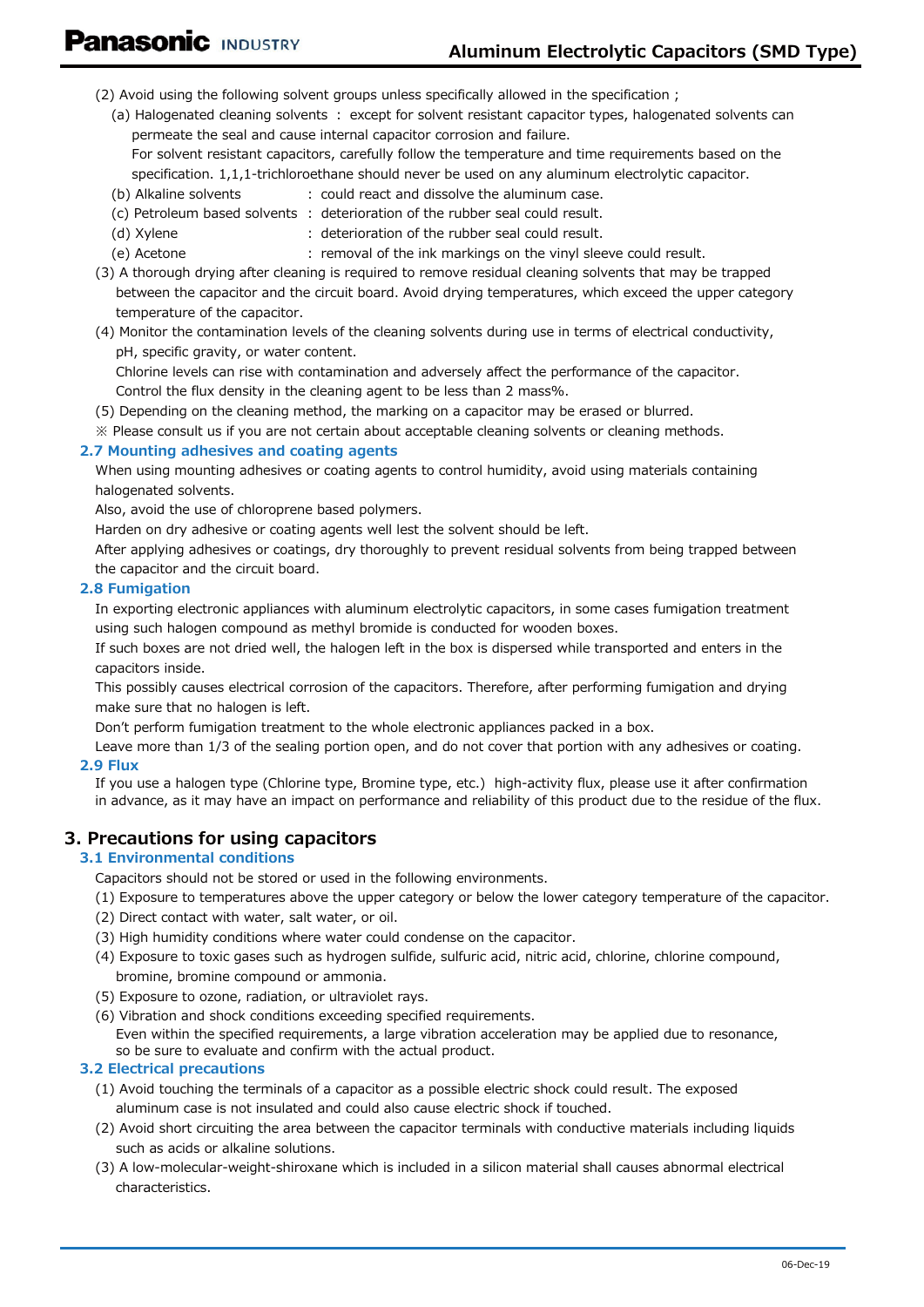(2) Avoid using the following solvent groups unless specifically allowed in the specification ;

(a) Halogenated cleaning solvents : except for solvent resistant capacitor types, halogenated solvents can permeate the seal and cause internal capacitor corrosion and failure.
For solvent resistant capacitors, carefully follow the temperature and time requirements based on the specification. 1,1,1-trichloroethane should never be used on any aluminum electrolytic capacitor.

(b) Alkaline solvents : could react and dissolve the aluminum case.

(c) Petroleum based solvents : deterioration of the rubber seal could result.

(d) Xylene : deterioration of the rubber seal could result.

(e) Acetone : removal of the ink markings on the vinyl sleeve could result.

(3) A thorough drying after cleaning is required to remove residual cleaning solvents that may be trapped between the capacitor and the circuit board. Avoid drying temperatures, which exceed the upper category temperature of the capacitor.

(4) Monitor the contamination levels of the cleaning solvents during use in terms of electrical conductivity, pH, specific gravity, or water content.
Chlorine levels can rise with contamination and adversely affect the performance of the capacitor.
Control the flux density in the cleaning agent to be less than 2 mass%.

(5) Depending on the cleaning method, the marking on a capacitor may be erased or blurred.

※ Please consult us if you are not certain about acceptable cleaning solvents or cleaning methods.

### 2.7 Mounting adhesives and coating agents

When using mounting adhesives or coating agents to control humidity, avoid using materials containing halogenated solvents.

Also, avoid the use of chloroprene based polymers.

Harden on dry adhesive or coating agents well lest the solvent should be left.

After applying adhesives or coatings, dry thoroughly to prevent residual solvents from being trapped between the capacitor and the circuit board.

### 2.8 Fumigation

In exporting electronic appliances with aluminum electrolytic capacitors, in some cases fumigation treatment using such halogen compound as methyl bromide is conducted for wooden boxes.

If such boxes are not dried well, the halogen left in the box is dispersed while transported and enters in the capacitors inside.

This possibly causes electrical corrosion of the capacitors. Therefore, after performing fumigation and drying make sure that no halogen is left.

Don't perform fumigation treatment to the whole electronic appliances packed in a box.

Leave more than 1/3 of the sealing portion open, and do not cover that portion with any adhesives or coating.

### 2.9 Flux

If you use a halogen type (Chlorine type, Bromine type, etc.) high-activity flux, please use it after confirmation in advance, as it may have an impact on performance and reliability of this product due to the residue of the flux.

## 3. Precautions for using capacitors

### 3.1 Environmental conditions

Capacitors should not be stored or used in the following environments.

(1) Exposure to temperatures above the upper category or below the lower category temperature of the capacitor.

(2) Direct contact with water, salt water, or oil.

(3) High humidity conditions where water could condense on the capacitor.

(4) Exposure to toxic gases such as hydrogen sulfide, sulfuric acid, nitric acid, chlorine, chlorine compound, bromine, bromine compound or ammonia.

(5) Exposure to ozone, radiation, or ultraviolet rays.

(6) Vibration and shock conditions exceeding specified requirements.
Even within the specified requirements, a large vibration acceleration may be applied due to resonance, so be sure to evaluate and confirm with the actual product.

### 3.2 Electrical precautions

(1) Avoid touching the terminals of a capacitor as a possible electric shock could result. The exposed aluminum case is not insulated and could also cause electric shock if touched.

(2) Avoid short circuiting the area between the capacitor terminals with conductive materials including liquids such as acids or alkaline solutions.

(3) A low-molecular-weight-shiroxane which is included in a silicon material shall causes abnormal electrical characteristics.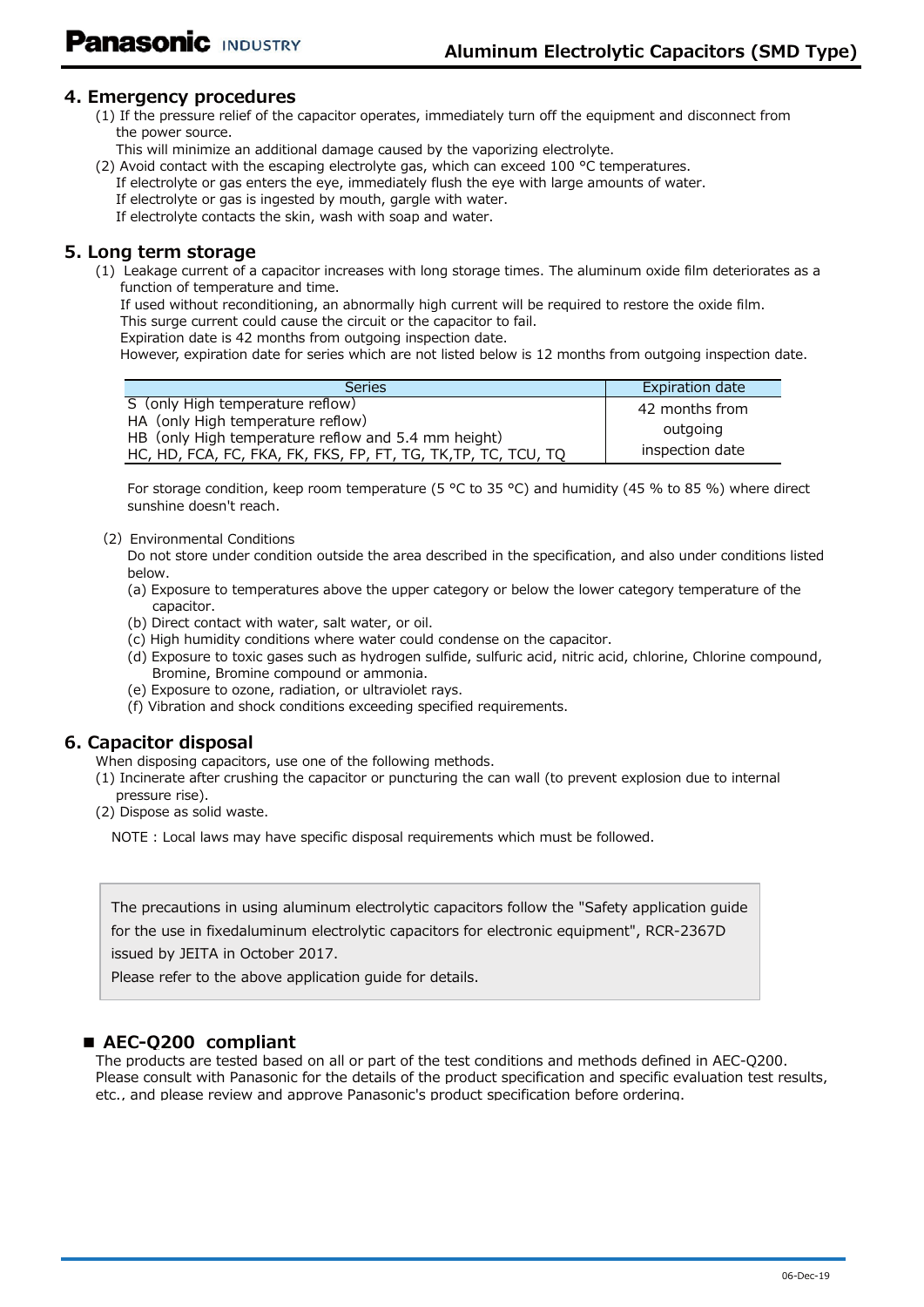## 4. Emergency procedures

(1) If the pressure relief of the capacitor operates, immediately turn off the equipment and disconnect from the power source.
This will minimize an additional damage caused by the vaporizing electrolyte.

(2) Avoid contact with the escaping electrolyte gas, which can exceed 100 °C temperatures.
If electrolyte or gas enters the eye, immediately flush the eye with large amounts of water.
If electrolyte or gas is ingested by mouth, gargle with water.
If electrolyte contacts the skin, wash with soap and water.

## 5. Long term storage

(1) Leakage current of a capacitor increases with long storage times. The aluminum oxide film deteriorates as a function of temperature and time.
If used without reconditioning, an abnormally high current will be required to restore the oxide film.
This surge current could cause the circuit or the capacitor to fail.
Expiration date is 42 months from outgoing inspection date.
However, expiration date for series which are not listed below is 12 months from outgoing inspection date.

| Series | Expiration date |
|---|---|
| S (only High temperature reflow)<br>HA (only High temperature reflow)<br>HB (only High temperature reflow and 5.4 mm height)<br>HC, HD, FCA, FC, FKA, FK, FKS, FP, FT, TG, TK,TP, TC, TCU, TQ | 42 months from outgoing inspection date |

For storage condition, keep room temperature (5 °C to 35 °C) and humidity (45 % to 85 %) where direct sunshine doesn't reach.

(2) Environmental Conditions
Do not store under condition outside the area described in the specification, and also under conditions listed below.

(a) Exposure to temperatures above the upper category or below the lower category temperature of the capacitor.
(b) Direct contact with water, salt water, or oil.
(c) High humidity conditions where water could condense on the capacitor.
(d) Exposure to toxic gases such as hydrogen sulfide, sulfuric acid, nitric acid, chlorine, Chlorine compound, Bromine, Bromine compound or ammonia.
(e) Exposure to ozone, radiation, or ultraviolet rays.
(f) Vibration and shock conditions exceeding specified requirements.

## 6. Capacitor disposal

When disposing capacitors, use one of the following methods.

(1) Incinerate after crushing the capacitor or puncturing the can wall (to prevent explosion due to internal pressure rise).
(2) Dispose as solid waste.

NOTE : Local laws may have specific disposal requirements which must be followed.

The precautions in using aluminum electrolytic capacitors follow the "Safety application guide for the use in fixedaluminum electrolytic capacitors for electronic equipment", RCR-2367D issued by JEITA in October 2017.
Please refer to the above application guide for details.

## ■ AEC-Q200 compliant

The products are tested based on all or part of the test conditions and methods defined in AEC-Q200.
Please consult with Panasonic for the details of the product specification and specific evaluation test results, etc., and please review and approve Panasonic's product specification before ordering.